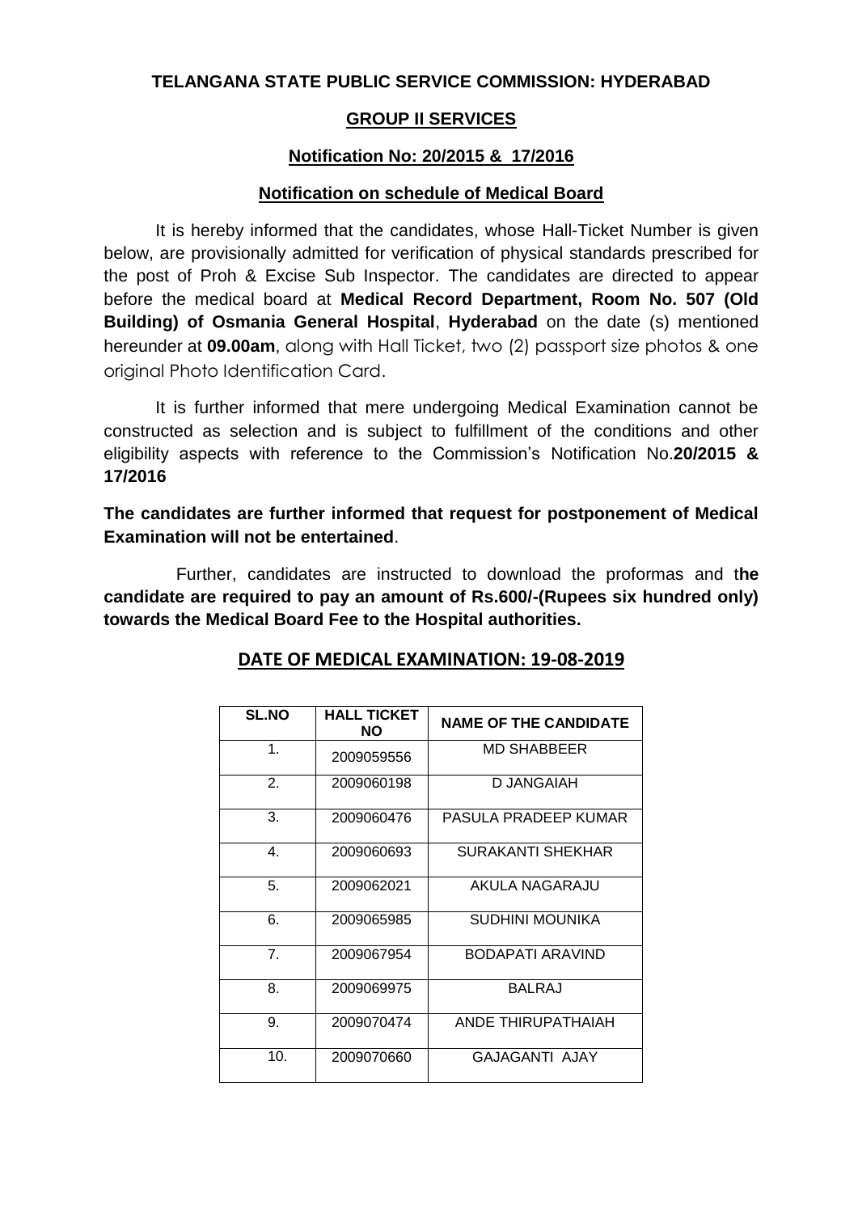**TELANGANA STATE PUBLIC SERVICE COMMISSION: HYDERABAD**

**GROUP II SERVICES**

**Notification No: 20/2015 & 17/2016**

**Notification on schedule of Medical Board**

It is hereby informed that the candidates, whose Hall-Ticket Number is given below, are provisionally admitted for verification of physical standards prescribed for the post of Proh & Excise Sub Inspector. The candidates are directed to appear before the medical board at **Medical Record Department, Room No. 507 (Old Building) of Osmania General Hospital**, **Hyderabad** on the date (s) mentioned hereunder at **09.00am**, along with Hall Ticket, two (2) passport size photos & one original Photo Identification Card.

It is further informed that mere undergoing Medical Examination cannot be constructed as selection and is subject to fulfillment of the conditions and other eligibility aspects with reference to the Commission's Notification No.**20/2015 & 17/2016**

**The candidates are further informed that request for postponement of Medical Examination will not be entertained**.

Further, candidates are instructed to download the proformas and t**he candidate are required to pay an amount of Rs.600/-(Rupees six hundred only) towards the Medical Board Fee to the Hospital authorities.**

**DATE OF MEDICAL EXAMINATION: 19-08-2019**

| SL.NO | HALL TICKET NO | NAME OF THE CANDIDATE |
|---|---|---|
| 1. | 2009059556 | MD SHABBEER |
| 2. | 2009060198 | D JANGAIAH |
| 3. | 2009060476 | PASULA PRADEEP KUMAR |
| 4. | 2009060693 | SURAKANTI SHEKHAR |
| 5. | 2009062021 | AKULA NAGARAJU |
| 6. | 2009065985 | SUDHINI MOUNIKA |
| 7. | 2009067954 | BODAPATI ARAVIND |
| 8. | 2009069975 | BALRAJ |
| 9. | 2009070474 | ANDE THIRUPATHAIAH |
| 10. | 2009070660 | GAJAGANTI AJAY |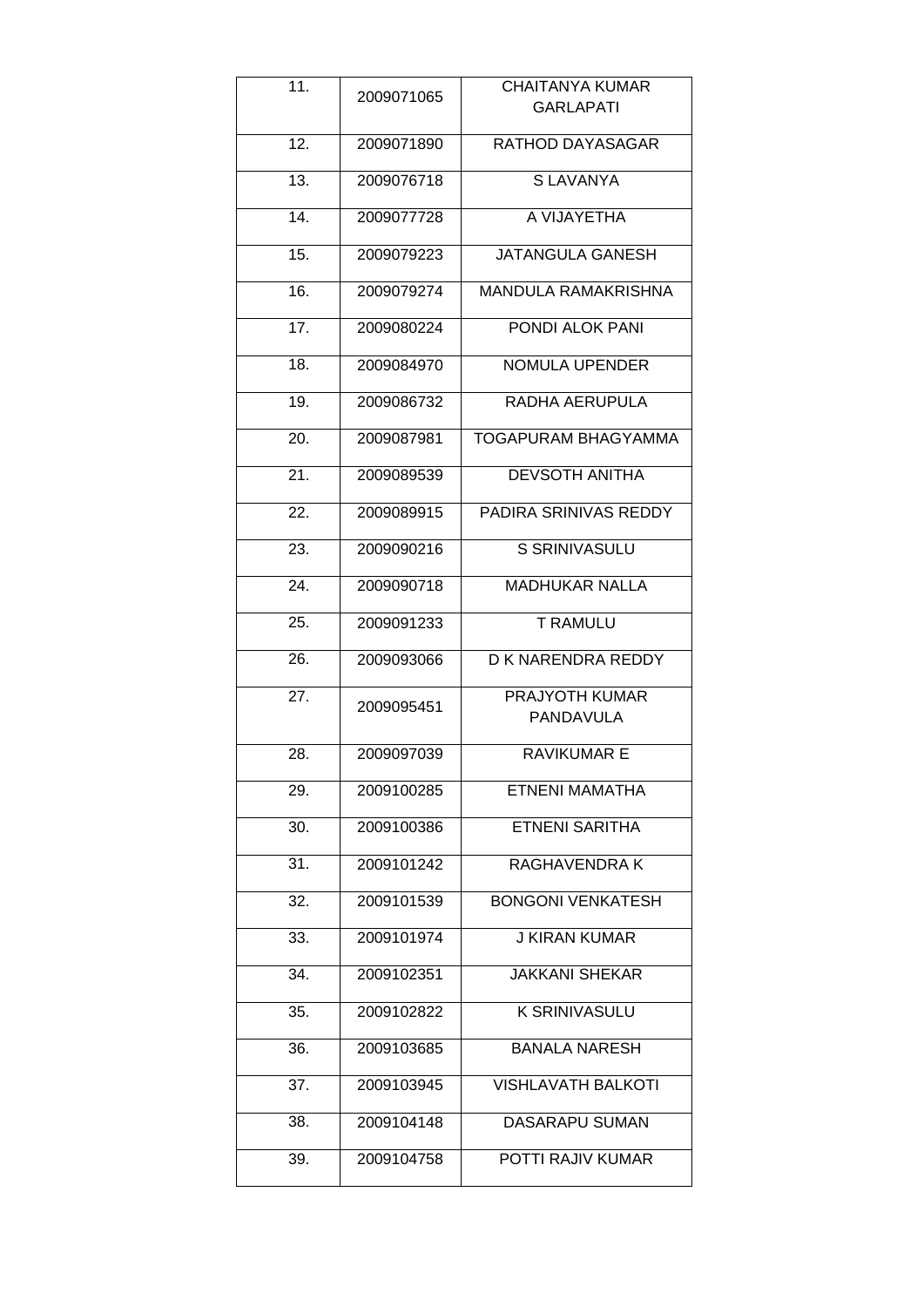| | | |
|---|---|---|
| 11. | 2009071065 | CHAITANYA KUMAR GARLAPATI |
| 12. | 2009071890 | RATHOD DAYASAGAR |
| 13. | 2009076718 | S LAVANYA |
| 14. | 2009077728 | A VIJAYETHA |
| 15. | 2009079223 | JATANGULA GANESH |
| 16. | 2009079274 | MANDULA RAMAKRISHNA |
| 17. | 2009080224 | PONDI ALOK PANI |
| 18. | 2009084970 | NOMULA UPENDER |
| 19. | 2009086732 | RADHA AERUPULA |
| 20. | 2009087981 | TOGAPURAM BHAGYAMMA |
| 21. | 2009089539 | DEVSOTH ANITHA |
| 22. | 2009089915 | PADIRA SRINIVAS REDDY |
| 23. | 2009090216 | S SRINIVASULU |
| 24. | 2009090718 | MADHUKAR NALLA |
| 25. | 2009091233 | T RAMULU |
| 26. | 2009093066 | D K NARENDRA REDDY |
| 27. | 2009095451 | PRAJYOTH KUMAR PANDAVULA |
| 28. | 2009097039 | RAVIKUMAR E |
| 29. | 2009100285 | ETNENI MAMATHA |
| 30. | 2009100386 | ETNENI SARITHA |
| 31. | 2009101242 | RAGHAVENDRA K |
| 32. | 2009101539 | BONGONI VENKATESH |
| 33. | 2009101974 | J KIRAN KUMAR |
| 34. | 2009102351 | JAKKANI SHEKAR |
| 35. | 2009102822 | K SRINIVASULU |
| 36. | 2009103685 | BANALA NARESH |
| 37. | 2009103945 | VISHLAVATH BALKOTI |
| 38. | 2009104148 | DASARAPU SUMAN |
| 39. | 2009104758 | POTTI RAJIV KUMAR |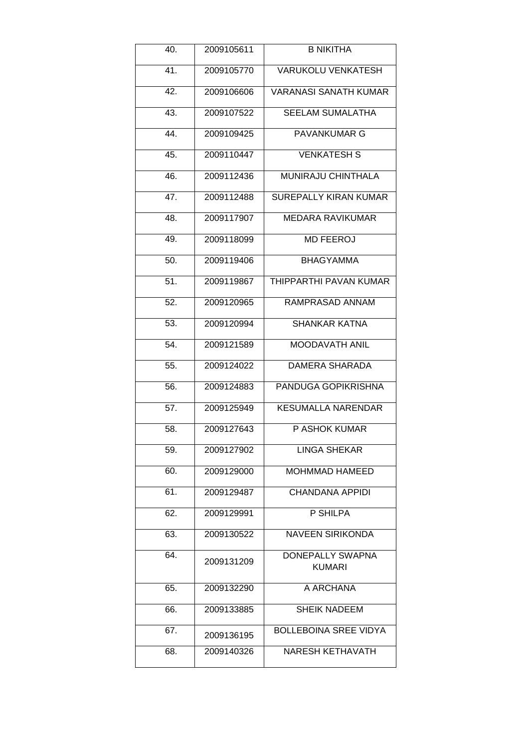| | | |
|---|---|---|
| 40. | 2009105611 | B NIKITHA |
| 41. | 2009105770 | VARUKOLU VENKATESH |
| 42. | 2009106606 | VARANASI SANATH KUMAR |
| 43. | 2009107522 | SEELAM SUMALATHA |
| 44. | 2009109425 | PAVANKUMAR G |
| 45. | 2009110447 | VENKATESH S |
| 46. | 2009112436 | MUNIRAJU CHINTHALA |
| 47. | 2009112488 | SUREPALLY KIRAN KUMAR |
| 48. | 2009117907 | MEDARA RAVIKUMAR |
| 49. | 2009118099 | MD FEEROJ |
| 50. | 2009119406 | BHAGYAMMA |
| 51. | 2009119867 | THIPPARTHI PAVAN KUMAR |
| 52. | 2009120965 | RAMPRASAD ANNAM |
| 53. | 2009120994 | SHANKAR KATNA |
| 54. | 2009121589 | MOODAVATH ANIL |
| 55. | 2009124022 | DAMERA SHARADA |
| 56. | 2009124883 | PANDUGA GOPIKRISHNA |
| 57. | 2009125949 | KESUMALLA NARENDAR |
| 58. | 2009127643 | P ASHOK KUMAR |
| 59. | 2009127902 | LINGA SHEKAR |
| 60. | 2009129000 | MOHMMAD HAMEED |
| 61. | 2009129487 | CHANDANA APPIDI |
| 62. | 2009129991 | P SHILPA |
| 63. | 2009130522 | NAVEEN SIRIKONDA |
| 64. | 2009131209 | DONEPALLY SWAPNA KUMARI |
| 65. | 2009132290 | A ARCHANA |
| 66. | 2009133885 | SHEIK NADEEM |
| 67. | 2009136195 | BOLLEBOINA SREE VIDYA |
| 68. | 2009140326 | NARESH KETHAVATH |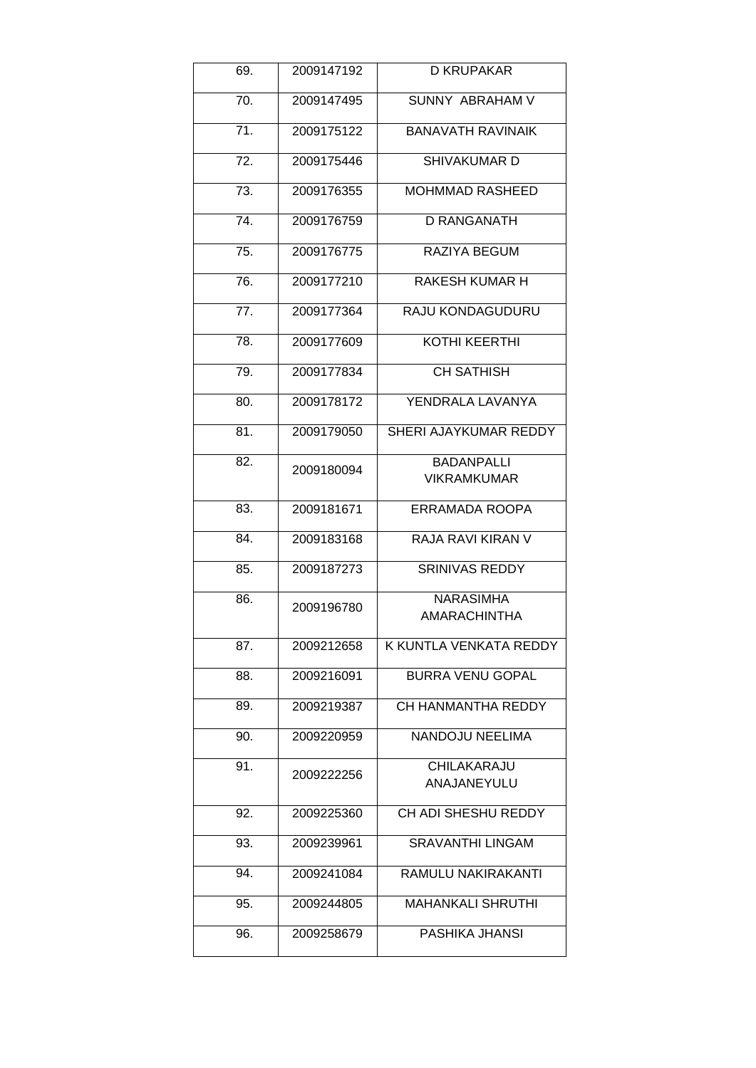| 69. | 2009147192 | D KRUPAKAR |
|---|---|---|
| 70. | 2009147495 | SUNNY ABRAHAM V |
| 71. | 2009175122 | BANAVATH RAVINAIK |
| 72. | 2009175446 | SHIVAKUMAR D |
| 73. | 2009176355 | MOHMMAD RASHEED |
| 74. | 2009176759 | D RANGANATH |
| 75. | 2009176775 | RAZIYA BEGUM |
| 76. | 2009177210 | RAKESH KUMAR H |
| 77. | 2009177364 | RAJU KONDAGUDURU |
| 78. | 2009177609 | KOTHI KEERTHI |
| 79. | 2009177834 | CH SATHISH |
| 80. | 2009178172 | YENDRALA LAVANYA |
| 81. | 2009179050 | SHERI AJAYKUMAR REDDY |
| 82. | 2009180094 | BADANPALLI VIKRAMKUMAR |
| 83. | 2009181671 | ERRAMADA ROOPA |
| 84. | 2009183168 | RAJA RAVI KIRAN V |
| 85. | 2009187273 | SRINIVAS REDDY |
| 86. | 2009196780 | NARASIMHA AMARACHINTHA |
| 87. | 2009212658 | K KUNTLA VENKATA REDDY |
| 88. | 2009216091 | BURRA VENU GOPAL |
| 89. | 2009219387 | CH HANMANTHA REDDY |
| 90. | 2009220959 | NANDOJU NEELIMA |
| 91. | 2009222256 | CHILAKARAJU ANAJANEYULU |
| 92. | 2009225360 | CH ADI SHESHU REDDY |
| 93. | 2009239961 | SRAVANTHI LINGAM |
| 94. | 2009241084 | RAMULU NAKIRAKANTI |
| 95. | 2009244805 | MAHANKALI SHRUTHI |
| 96. | 2009258679 | PASHIKA JHANSI |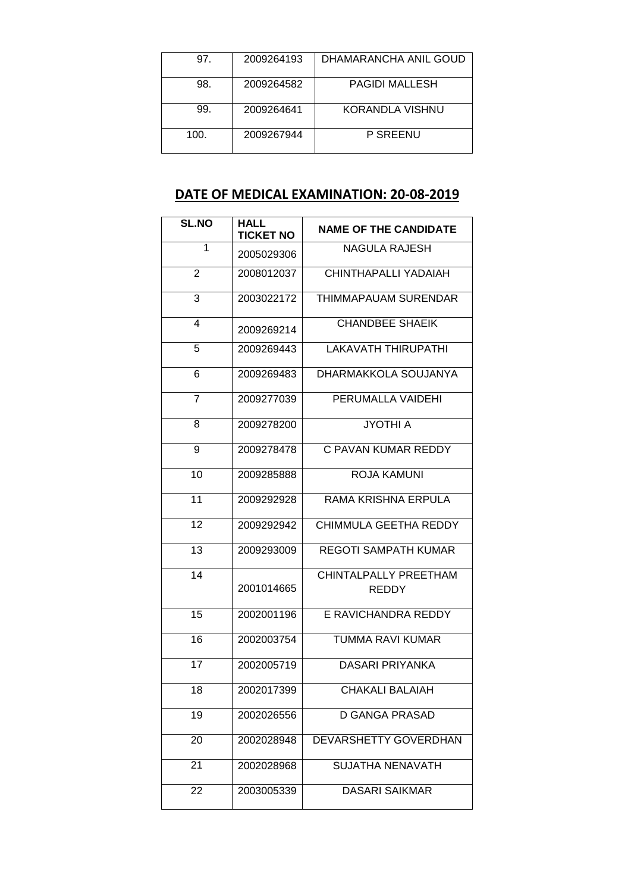| | | |
|---|---|---|
| 97. | 2009264193 | DHAMARANCHA ANIL GOUD |
| 98. | 2009264582 | PAGIDI MALLESH |
| 99. | 2009264641 | KORANDLA VISHNU |
| 100. | 2009267944 | P SREENU |

## DATE OF MEDICAL EXAMINATION: 20-08-2019

| SL.NO | HALL TICKET NO | NAME OF THE CANDIDATE |
|---|---|---|
| 1 | 2005029306 | NAGULA RAJESH |
| 2 | 2008012037 | CHINTHAPALLI YADAIAH |
| 3 | 2003022172 | THIMMAPAUAM SURENDAR |
| 4 | 2009269214 | CHANDBEE SHAEIK |
| 5 | 2009269443 | LAKAVATH THIRUPATHI |
| 6 | 2009269483 | DHARMAKKOLA SOUJANYA |
| 7 | 2009277039 | PERUMALLA VAIDEHI |
| 8 | 2009278200 | JYOTHI A |
| 9 | 2009278478 | C PAVAN KUMAR REDDY |
| 10 | 2009285888 | ROJA KAMUNI |
| 11 | 2009292928 | RAMA KRISHNA ERPULA |
| 12 | 2009292942 | CHIMMULA GEETHA REDDY |
| 13 | 2009293009 | REGOTI SAMPATH KUMAR |
| 14 | 2001014665 | CHINTALPALLY PREETHAM REDDY |
| 15 | 2002001196 | E RAVICHANDRA REDDY |
| 16 | 2002003754 | TUMMA RAVI KUMAR |
| 17 | 2002005719 | DASARI PRIYANKA |
| 18 | 2002017399 | CHAKALI BALAIAH |
| 19 | 2002026556 | D GANGA PRASAD |
| 20 | 2002028948 | DEVARSHETTY GOVERDHAN |
| 21 | 2002028968 | SUJATHA NENAVATH |
| 22 | 2003005339 | DASARI SAIKMAR |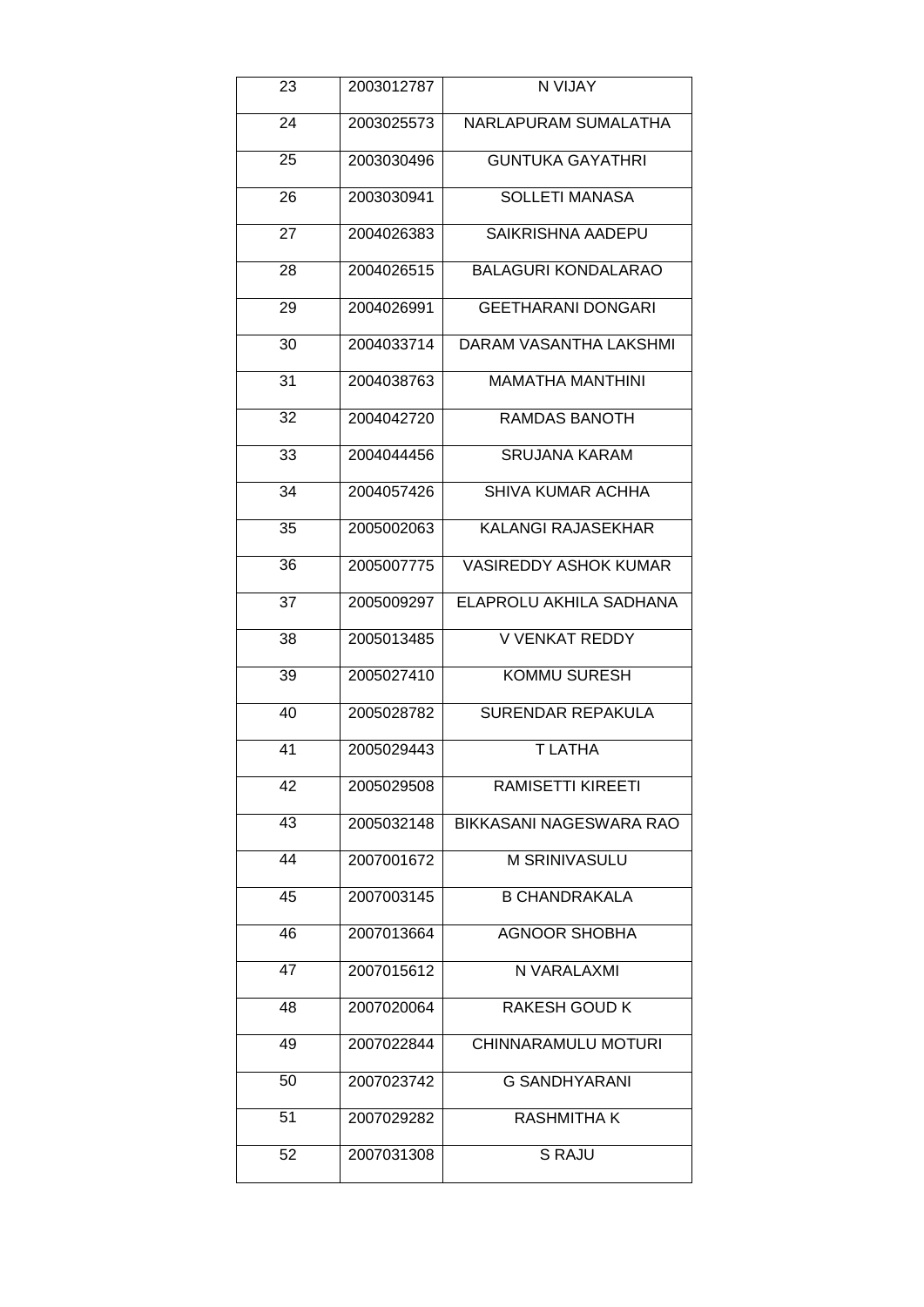| 23 | 2003012787 | N VIJAY |
|---|---|---|
| 24 | 2003025573 | NARLAPURAM SUMALATHA |
| 25 | 2003030496 | GUNTUKA GAYATHRI |
| 26 | 2003030941 | SOLLETI MANASA |
| 27 | 2004026383 | SAIKRISHNA AADEPU |
| 28 | 2004026515 | BALAGURI KONDALARAO |
| 29 | 2004026991 | GEETHARANI DONGARI |
| 30 | 2004033714 | DARAM VASANTHA LAKSHMI |
| 31 | 2004038763 | MAMATHA MANTHINI |
| 32 | 2004042720 | RAMDAS BANOTH |
| 33 | 2004044456 | SRUJANA KARAM |
| 34 | 2004057426 | SHIVA KUMAR ACHHA |
| 35 | 2005002063 | KALANGI RAJASEKHAR |
| 36 | 2005007775 | VASIREDDY ASHOK KUMAR |
| 37 | 2005009297 | ELAPROLU AKHILA SADHANA |
| 38 | 2005013485 | V VENKAT REDDY |
| 39 | 2005027410 | KOMMU SURESH |
| 40 | 2005028782 | SURENDAR REPAKULA |
| 41 | 2005029443 | T LATHA |
| 42 | 2005029508 | RAMISETTI KIREETI |
| 43 | 2005032148 | BIKKASANI NAGESWARA RAO |
| 44 | 2007001672 | M SRINIVASULU |
| 45 | 2007003145 | B CHANDRAKALA |
| 46 | 2007013664 | AGNOOR SHOBHA |
| 47 | 2007015612 | N VARALAXMI |
| 48 | 2007020064 | RAKESH GOUD K |
| 49 | 2007022844 | CHINNARAMULU MOTURI |
| 50 | 2007023742 | G SANDHYARANI |
| 51 | 2007029282 | RASHMITHA K |
| 52 | 2007031308 | S RAJU |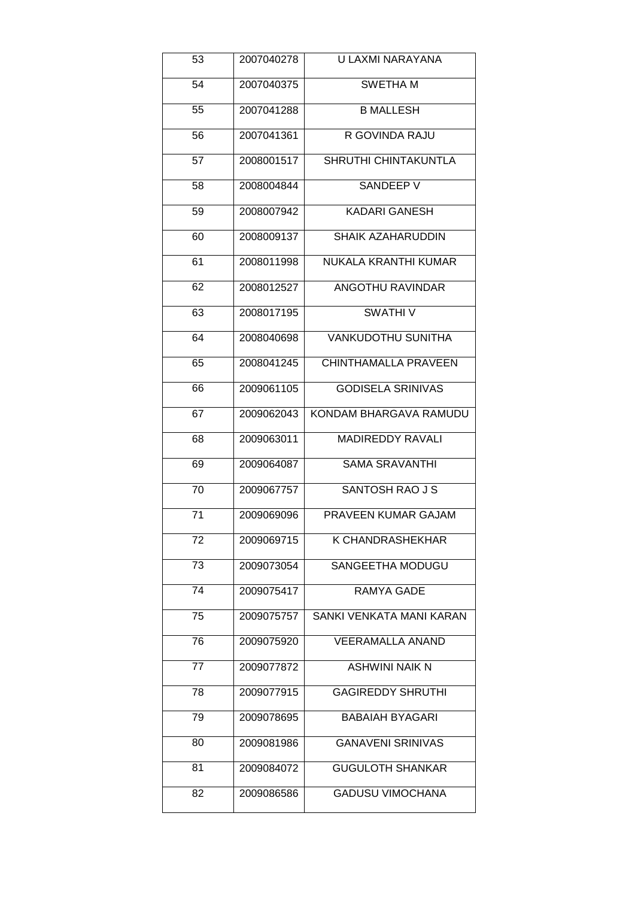| 53 | 2007040278 | U LAXMI NARAYANA |
|---|---|---|
| 54 | 2007040375 | SWETHA M |
| 55 | 2007041288 | B MALLESH |
| 56 | 2007041361 | R GOVINDA RAJU |
| 57 | 2008001517 | SHRUTHI CHINTAKUNTLA |
| 58 | 2008004844 | SANDEEP V |
| 59 | 2008007942 | KADARI GANESH |
| 60 | 2008009137 | SHAIK AZAHARUDDIN |
| 61 | 2008011998 | NUKALA KRANTHI KUMAR |
| 62 | 2008012527 | ANGOTHU RAVINDAR |
| 63 | 2008017195 | SWATHI V |
| 64 | 2008040698 | VANKUDOTHU SUNITHA |
| 65 | 2008041245 | CHINTHAMALLA PRAVEEN |
| 66 | 2009061105 | GODISELA SRINIVAS |
| 67 | 2009062043 | KONDAM BHARGAVA RAMUDU |
| 68 | 2009063011 | MADIREDDY RAVALI |
| 69 | 2009064087 | SAMA SRAVANTHI |
| 70 | 2009067757 | SANTOSH RAO J S |
| 71 | 2009069096 | PRAVEEN KUMAR GAJAM |
| 72 | 2009069715 | K CHANDRASHEKHAR |
| 73 | 2009073054 | SANGEETHA MODUGU |
| 74 | 2009075417 | RAMYA GADE |
| 75 | 2009075757 | SANKI VENKATA MANI KARAN |
| 76 | 2009075920 | VEERAMALLA ANAND |
| 77 | 2009077872 | ASHWINI NAIK N |
| 78 | 2009077915 | GAGIREDDY SHRUTHI |
| 79 | 2009078695 | BABAIAH BYAGARI |
| 80 | 2009081986 | GANAVENI SRINIVAS |
| 81 | 2009084072 | GUGULOTH SHANKAR |
| 82 | 2009086586 | GADUSU VIMOCHANA |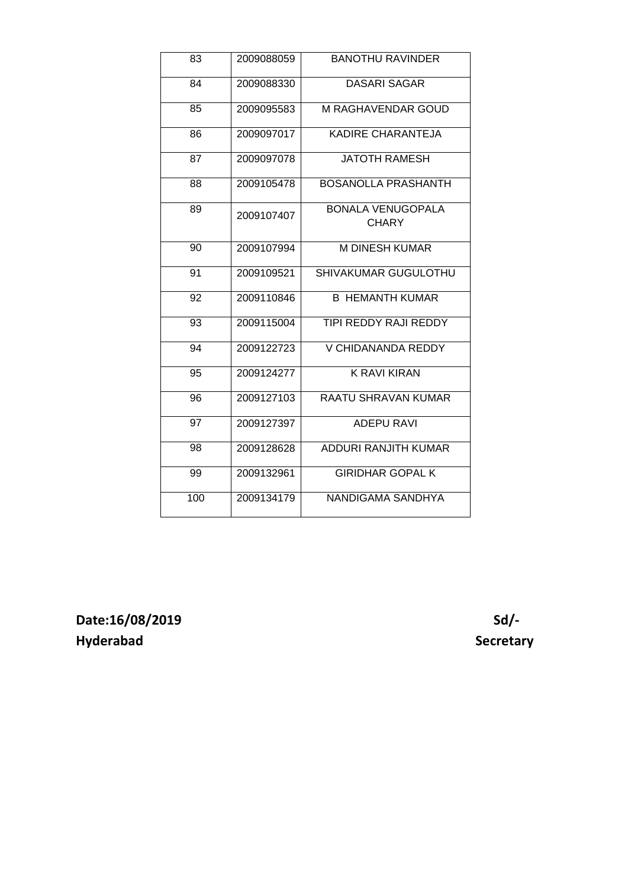| | | |
|---|---|---|
| 83 | 2009088059 | BANOTHU RAVINDER |
| 84 | 2009088330 | DASARI SAGAR |
| 85 | 2009095583 | M RAGHAVENDAR GOUD |
| 86 | 2009097017 | KADIRE CHARANTEJA |
| 87 | 2009097078 | JATOTH RAMESH |
| 88 | 2009105478 | BOSANOLLA PRASHANTH |
| 89 | 2009107407 | BONALA VENUGOPALA CHARY |
| 90 | 2009107994 | M DINESH KUMAR |
| 91 | 2009109521 | SHIVAKUMAR GUGULOTHU |
| 92 | 2009110846 | B HEMANTH KUMAR |
| 93 | 2009115004 | TIPI REDDY RAJI REDDY |
| 94 | 2009122723 | V CHIDANANDA REDDY |
| 95 | 2009124277 | K RAVI KIRAN |
| 96 | 2009127103 | RAATU SHRAVAN KUMAR |
| 97 | 2009127397 | ADEPU RAVI |
| 98 | 2009128628 | ADDURI RANJITH KUMAR |
| 99 | 2009132961 | GIRIDHAR GOPAL K |
| 100 | 2009134179 | NANDIGAMA SANDHYA |

**Date:16/08/2019**
**Hyderabad**

**Sd/-**
**Secretary**